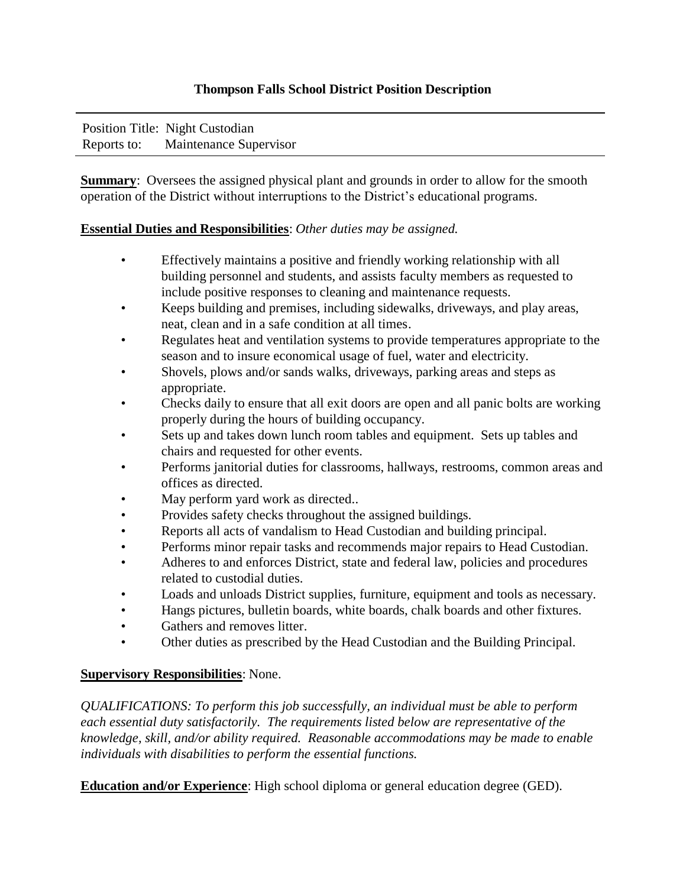## Thompson Falls School District Position Description

Position Title: Night Custodian
Reports to: Maintenance Supervisor

**Summary**: Oversees the assigned physical plant and grounds in order to allow for the smooth operation of the District without interruptions to the District's educational programs.

**Essential Duties and Responsibilities**: *Other duties may be assigned.*

- Effectively maintains a positive and friendly working relationship with all building personnel and students, and assists faculty members as requested to include positive responses to cleaning and maintenance requests.
- Keeps building and premises, including sidewalks, driveways, and play areas, neat, clean and in a safe condition at all times.
- Regulates heat and ventilation systems to provide temperatures appropriate to the season and to insure economical usage of fuel, water and electricity.
- Shovels, plows and/or sands walks, driveways, parking areas and steps as appropriate.
- Checks daily to ensure that all exit doors are open and all panic bolts are working properly during the hours of building occupancy.
- Sets up and takes down lunch room tables and equipment. Sets up tables and chairs and requested for other events.
- Performs janitorial duties for classrooms, hallways, restrooms, common areas and offices as directed.
- May perform yard work as directed..
- Provides safety checks throughout the assigned buildings.
- Reports all acts of vandalism to Head Custodian and building principal.
- Performs minor repair tasks and recommends major repairs to Head Custodian.
- Adheres to and enforces District, state and federal law, policies and procedures related to custodial duties.
- Loads and unloads District supplies, furniture, equipment and tools as necessary.
- Hangs pictures, bulletin boards, white boards, chalk boards and other fixtures.
- Gathers and removes litter.
- Other duties as prescribed by the Head Custodian and the Building Principal.

**Supervisory Responsibilities**: None.

*QUALIFICATIONS: To perform this job successfully, an individual must be able to perform each essential duty satisfactorily. The requirements listed below are representative of the knowledge, skill, and/or ability required. Reasonable accommodations may be made to enable individuals with disabilities to perform the essential functions.*

**Education and/or Experience**: High school diploma or general education degree (GED).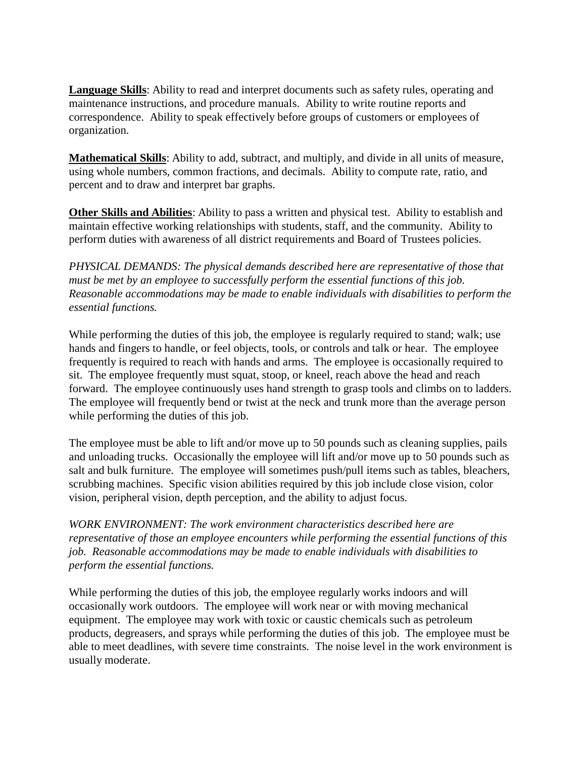**Language Skills**: Ability to read and interpret documents such as safety rules, operating and maintenance instructions, and procedure manuals. Ability to write routine reports and correspondence. Ability to speak effectively before groups of customers or employees of organization.

**Mathematical Skills**: Ability to add, subtract, and multiply, and divide in all units of measure, using whole numbers, common fractions, and decimals. Ability to compute rate, ratio, and percent and to draw and interpret bar graphs.

**Other Skills and Abilities**: Ability to pass a written and physical test. Ability to establish and maintain effective working relationships with students, staff, and the community. Ability to perform duties with awareness of all district requirements and Board of Trustees policies.

*PHYSICAL DEMANDS: The physical demands described here are representative of those that must be met by an employee to successfully perform the essential functions of this job. Reasonable accommodations may be made to enable individuals with disabilities to perform the essential functions.*

While performing the duties of this job, the employee is regularly required to stand; walk; use hands and fingers to handle, or feel objects, tools, or controls and talk or hear. The employee frequently is required to reach with hands and arms. The employee is occasionally required to sit. The employee frequently must squat, stoop, or kneel, reach above the head and reach forward. The employee continuously uses hand strength to grasp tools and climbs on to ladders. The employee will frequently bend or twist at the neck and trunk more than the average person while performing the duties of this job.

The employee must be able to lift and/or move up to 50 pounds such as cleaning supplies, pails and unloading trucks. Occasionally the employee will lift and/or move up to 50 pounds such as salt and bulk furniture. The employee will sometimes push/pull items such as tables, bleachers, scrubbing machines. Specific vision abilities required by this job include close vision, color vision, peripheral vision, depth perception, and the ability to adjust focus.

*WORK ENVIRONMENT: The work environment characteristics described here are representative of those an employee encounters while performing the essential functions of this job. Reasonable accommodations may be made to enable individuals with disabilities to perform the essential functions.*

While performing the duties of this job, the employee regularly works indoors and will occasionally work outdoors. The employee will work near or with moving mechanical equipment. The employee may work with toxic or caustic chemicals such as petroleum products, degreasers, and sprays while performing the duties of this job. The employee must be able to meet deadlines, with severe time constraints. The noise level in the work environment is usually moderate.